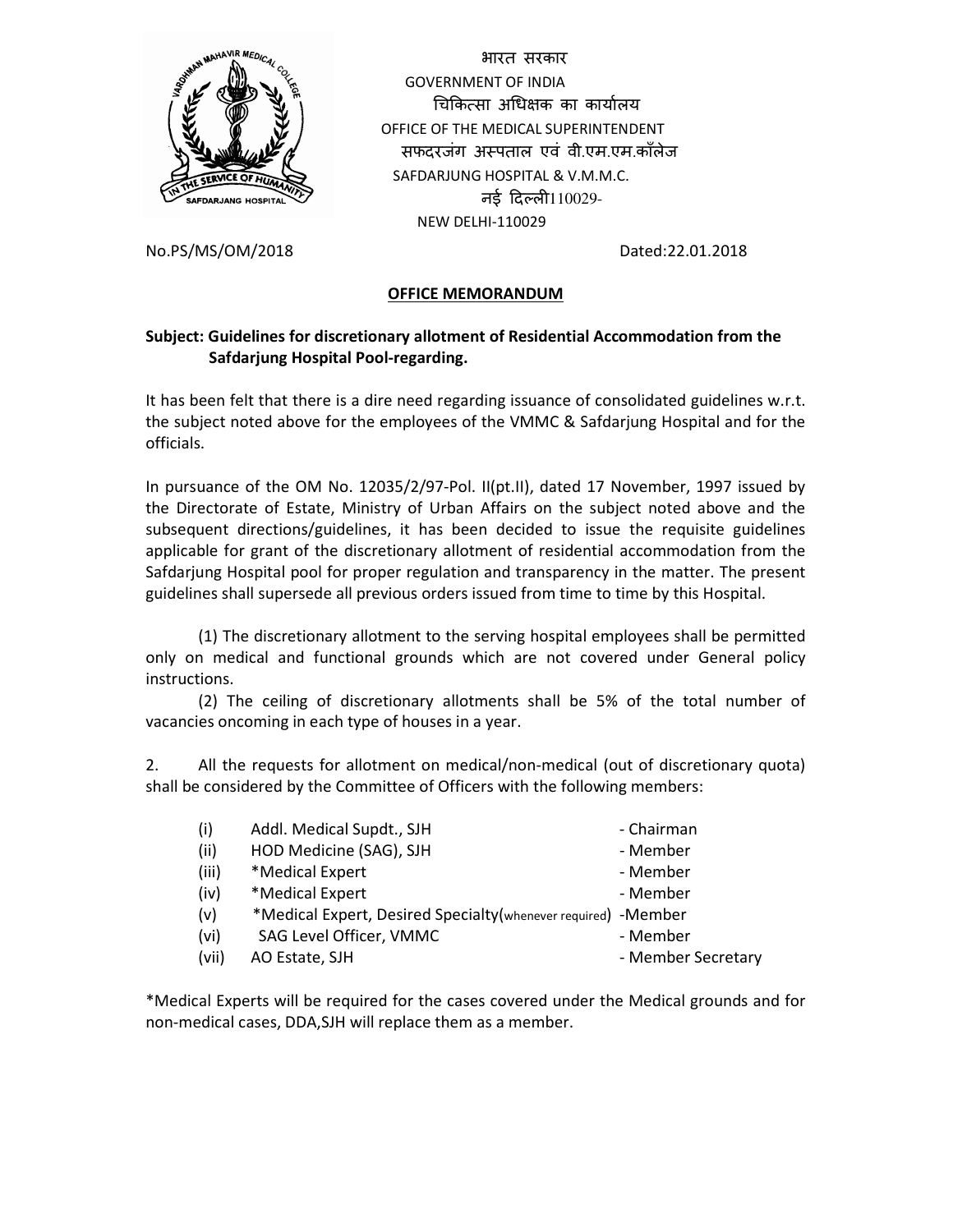भारत सरकार
GOVERNMENT OF INDIA
चिकित्सा अधिक्षक का कार्यालय
OFFICE OF THE MEDICAL SUPERINTENDENT
सफदरजंग अस्पताल एवं वी.एम.एम.कॉलेज
SAFDARJUNG HOSPITAL & V.M.M.C.
नई दिल्ली110029-
NEW DELHI-110029

No.PS/MS/OM/2018 Dated:22.01.2018

## OFFICE MEMORANDUM

**Subject: Guidelines for discretionary allotment of Residential Accommodation from the Safdarjung Hospital Pool-regarding.**

It has been felt that there is a dire need regarding issuance of consolidated guidelines w.r.t. the subject noted above for the employees of the VMMC & Safdarjung Hospital and for the officials.

In pursuance of the OM No. 12035/2/97-Pol. II(pt.II), dated 17 November, 1997 issued by the Directorate of Estate, Ministry of Urban Affairs on the subject noted above and the subsequent directions/guidelines, it has been decided to issue the requisite guidelines applicable for grant of the discretionary allotment of residential accommodation from the Safdarjung Hospital pool for proper regulation and transparency in the matter. The present guidelines shall supersede all previous orders issued from time to time by this Hospital.

(1) The discretionary allotment to the serving hospital employees shall be permitted only on medical and functional grounds which are not covered under General policy instructions.

(2) The ceiling of discretionary allotments shall be 5% of the total number of vacancies oncoming in each type of houses in a year.

2. All the requests for allotment on medical/non-medical (out of discretionary quota) shall be considered by the Committee of Officers with the following members:

| | | |
|---|---|---|
| (i) | Addl. Medical Supdt., SJH | - Chairman |
| (ii) | HOD Medicine (SAG), SJH | - Member |
| (iii) | *Medical Expert | - Member |
| (iv) | *Medical Expert | - Member |
| (v) | *Medical Expert, Desired Specialty(whenever required) | -Member |
| (vi) | SAG Level Officer, VMMC | - Member |
| (vii) | AO Estate, SJH | - Member Secretary |

*Medical Experts will be required for the cases covered under the Medical grounds and for non-medical cases, DDA,SJH will replace them as a member.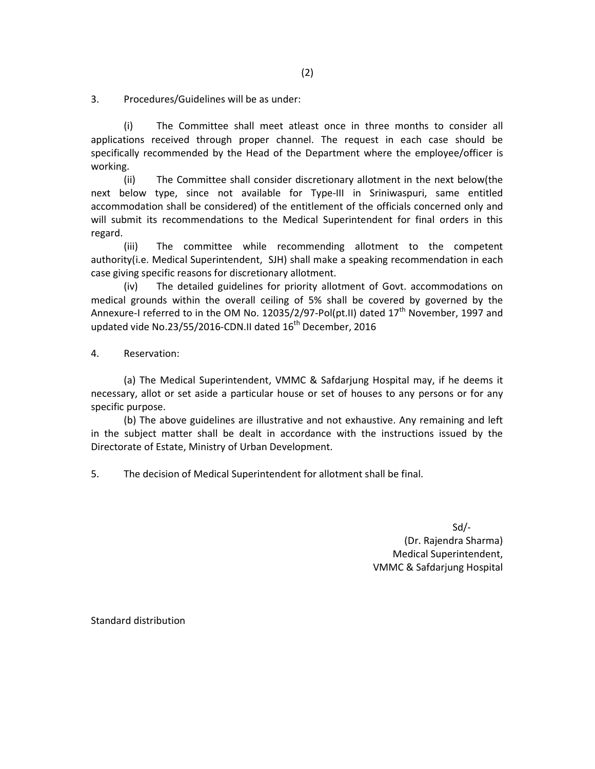3. Procedures/Guidelines will be as under:

(i) The Committee shall meet atleast once in three months to consider all applications received through proper channel. The request in each case should be specifically recommended by the Head of the Department where the employee/officer is working.

(ii) The Committee shall consider discretionary allotment in the next below(the next below type, since not available for Type-III in Sriniwaspuri, same entitled accommodation shall be considered) of the entitlement of the officials concerned only and will submit its recommendations to the Medical Superintendent for final orders in this regard.

(iii) The committee while recommending allotment to the competent authority(i.e. Medical Superintendent, SJH) shall make a speaking recommendation in each case giving specific reasons for discretionary allotment.

(iv) The detailed guidelines for priority allotment of Govt. accommodations on medical grounds within the overall ceiling of 5% shall be covered by governed by the Annexure-I referred to in the OM No. 12035/2/97-Pol(pt.II) dated 17th November, 1997 and updated vide No.23/55/2016-CDN.II dated 16th December, 2016

4. Reservation:

(a) The Medical Superintendent, VMMC & Safdarjung Hospital may, if he deems it necessary, allot or set aside a particular house or set of houses to any persons or for any specific purpose.

(b) The above guidelines are illustrative and not exhaustive. Any remaining and left in the subject matter shall be dealt in accordance with the instructions issued by the Directorate of Estate, Ministry of Urban Development.

5. The decision of Medical Superintendent for allotment shall be final.

Sd/-
(Dr. Rajendra Sharma)
Medical Superintendent,
VMMC & Safdarjung Hospital

Standard distribution